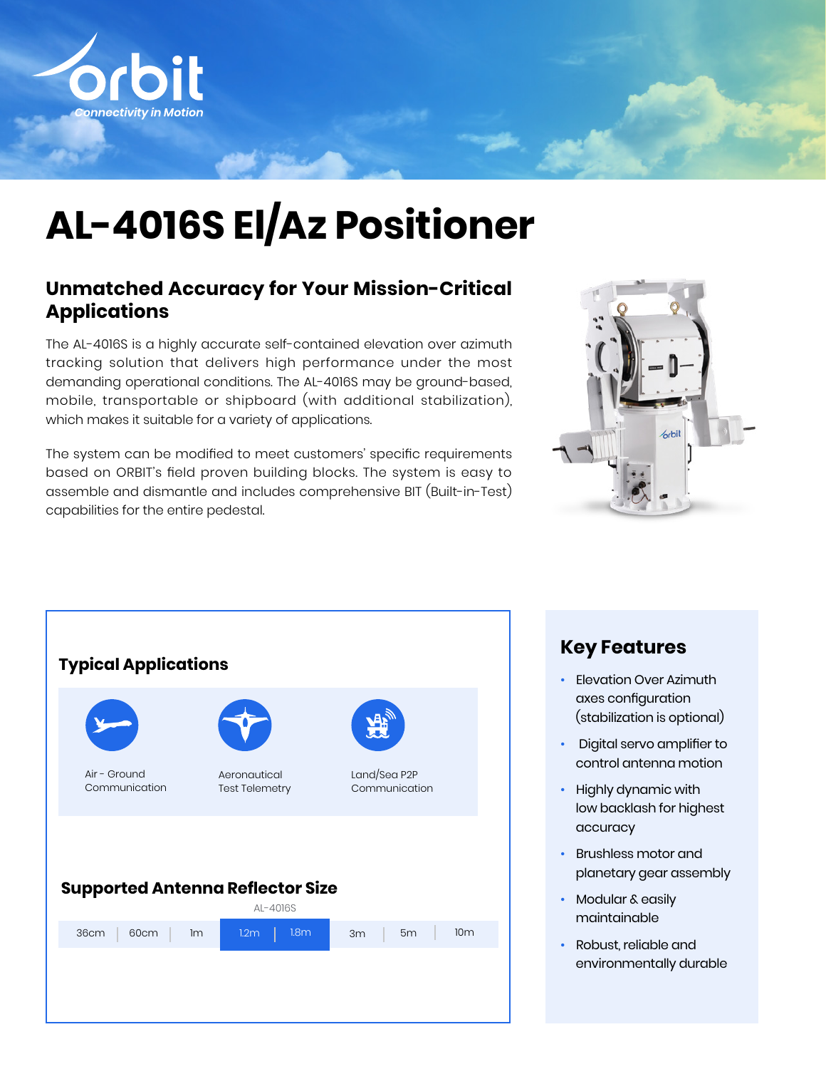# AL-4016S El/Az Positioner

## Unmatched Accuracy for Your Mission-Critical Applications

The AL-4016S is a highly accurate self-contained elevation over azimuth tracking solution that delivers high performance under the most demanding operational conditions. The AL-4016S may be ground-based, mobile, transportable or shipboard (with additional stabilization), which makes it suitable for a variety of applications.

The system can be modified to meet customers' specific requirements based on ORBIT's field proven building blocks. The system is easy to assemble and dismantle and includes comprehensive BIT (Built-in-Test) capabilities for the entire pedestal.

### Typical Applications

- Air - Ground Communication
- Aeronautical Test Telemetry
- Land/Sea P2P Communication

### Supported Antenna Reflector Size

AL-4016S: 1.2m – 1.8m

| 36cm | 60cm | 1m | **1.2m** | **1.8m** | 3m | 5m | 10m |
|---|---|---|---|---|---|---|---|

### Key Features

- Elevation Over Azimuth axes configuration (stabilization is optional)
- Digital servo amplifier to control antenna motion
- Highly dynamic with low backlash for highest accuracy
- Brushless motor and planetary gear assembly
- Modular & easily maintainable
- Robust, reliable and environmentally durable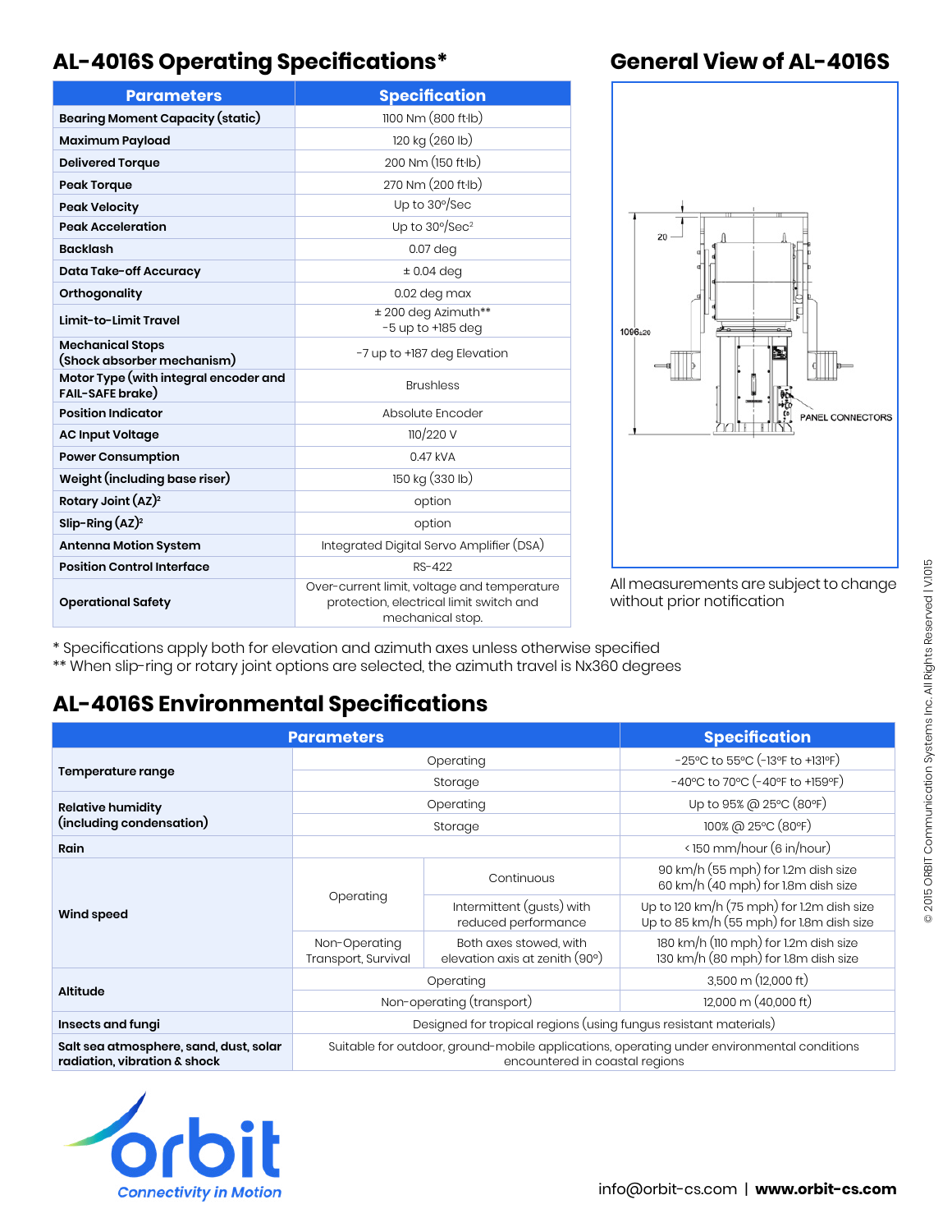## AL-4016S Operating Specifications*

| Parameters | Specification |
|---|---|
| **Bearing Moment Capacity (static)** | 1100 Nm (800 ft·lb) |
| **Maximum Payload** | 120 kg (260 lb) |
| **Delivered Torque** | 200 Nm (150 ft·lb) |
| **Peak Torque** | 270 Nm (200 ft·lb) |
| **Peak Velocity** | Up to 30°/Sec |
| **Peak Acceleration** | Up to 30°/Sec$^2$ |
| **Backlash** | 0.07 deg |
| **Data Take-off Accuracy** | ± 0.04 deg |
| **Orthogonality** | 0.02 deg max |
| **Limit-to-Limit Travel** | ± 200 deg Azimuth** -5 up to +185 deg |
| **Mechanical Stops (Shock absorber mechanism)** | -7 up to +187 deg Elevation |
| **Motor Type (with integral encoder and FAIL-SAFE brake)** | Brushless |
| **Position Indicator** | Absolute Encoder |
| **AC Input Voltage** | 110/220 V |
| **Power Consumption** | 0.47 kVA |
| **Weight (including base riser)** | 150 kg (330 lb) |
| **Rotary Joint (AZ)**[2] | option |
| **Slip-Ring (AZ)**[2] | option |
| **Antenna Motion System** | Integrated Digital Servo Amplifier (DSA) |
| **Position Control Interface** | RS-422 |
| **Operational Safety** | Over-current limit, voltage and temperature protection, electrical limit switch and mechanical stop. |

* Specifications apply both for elevation and azimuth axes unless otherwise specified
** When slip-ring or rotary joint options are selected, the azimuth travel is Nx360 degrees

## General View of AL-4016S

20

1096±20

PANEL CONNECTORS

All measurements are subject to change without prior notification

## AL-4016S Environmental Specifications

| Parameters | | | Specification |
|---|---|---|---|
| **Temperature range** | Operating | | -25°C to 55°C (-13°F to +131°F) |
| | Storage | | -40°C to 70°C (-40°F to +159°F) |
| **Relative humidity (including condensation)** | Operating | | Up to 95% @ 25°C (80°F) |
| | Storage | | 100% @ 25°C (80°F) |
| **Rain** | | | < 150 mm/hour (6 in/hour) |
| **Wind speed** | Operating | Continuous | 90 km/h (55 mph) for 1.2m dish size 60 km/h (40 mph) for 1.8m dish size |
| | | Intermittent (gusts) with reduced performance | Up to 120 km/h (75 mph) for 1.2m dish size Up to 85 km/h (55 mph) for 1.8m dish size |
| | Non-Operating Transport, Survival | Both axes stowed, with elevation axis at zenith (90°) | 180 km/h (110 mph) for 1.2m dish size 130 km/h (80 mph) for 1.8m dish size |
| **Altitude** | Operating | | 3,500 m (12,000 ft) |
| | Non-operating (transport) | | 12,000 m (40,000 ft) |
| **Insects and fungi** | Designed for tropical regions (using fungus resistant materials) | | |
| **Salt sea atmosphere, sand, dust, solar radiation, vibration & shock** | Suitable for outdoor, ground-mobile applications, operating under environmental conditions encountered in coastal regions | | |

orbit
*Connectivity in Motion*

info@orbit-cs.com | **www.orbit-cs.com**

© 2015 ORBIT Communication Systems Inc. All Rights Reserved | V1015